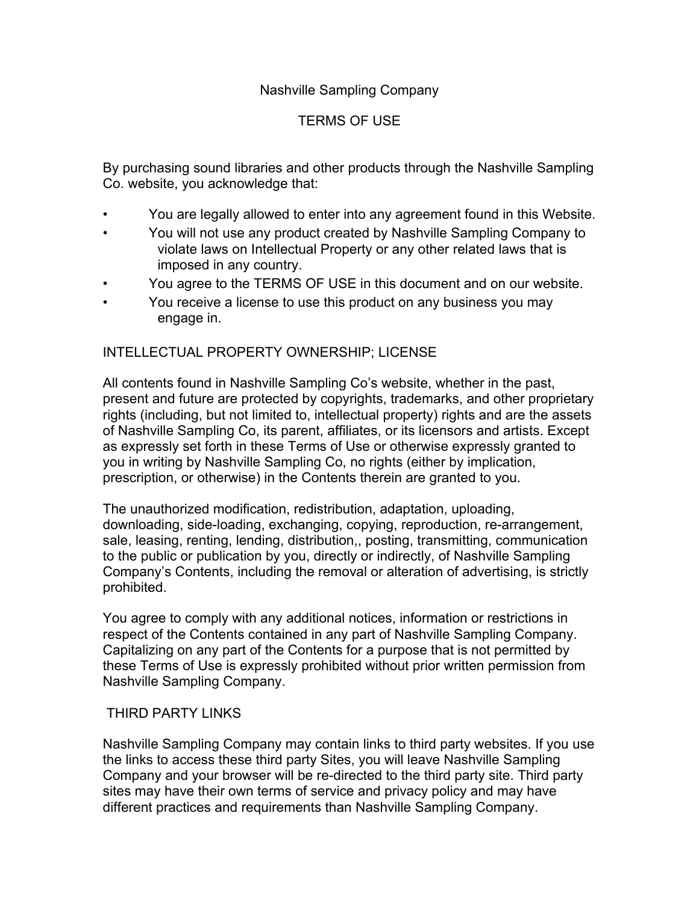# Nashville Sampling Company

## TERMS OF USE

By purchasing sound libraries and other products through the Nashville Sampling Co. website, you acknowledge that:

- You are legally allowed to enter into any agreement found in this Website.
- You will not use any product created by Nashville Sampling Company to violate laws on Intellectual Property or any other related laws that is imposed in any country.
- You agree to the TERMS OF USE in this document and on our website.
- You receive a license to use this product on any business you may engage in.

### INTELLECTUAL PROPERTY OWNERSHIP; LICENSE

All contents found in Nashville Sampling Co's website, whether in the past, present and future are protected by copyrights, trademarks, and other proprietary rights (including, but not limited to, intellectual property) rights and are the assets of Nashville Sampling Co, its parent, affiliates, or its licensors and artists. Except as expressly set forth in these Terms of Use or otherwise expressly granted to you in writing by Nashville Sampling Co, no rights (either by implication, prescription, or otherwise) in the Contents therein are granted to you.

The unauthorized modification, redistribution, adaptation, uploading, downloading, side-loading, exchanging, copying, reproduction, re-arrangement, sale, leasing, renting, lending, distribution,, posting, transmitting, communication to the public or publication by you, directly or indirectly, of Nashville Sampling Company's Contents, including the removal or alteration of advertising, is strictly prohibited.

You agree to comply with any additional notices, information or restrictions in respect of the Contents contained in any part of Nashville Sampling Company. Capitalizing on any part of the Contents for a purpose that is not permitted by these Terms of Use is expressly prohibited without prior written permission from Nashville Sampling Company.

### THIRD PARTY LINKS

Nashville Sampling Company may contain links to third party websites. If you use the links to access these third party Sites, you will leave Nashville Sampling Company and your browser will be re-directed to the third party site. Third party sites may have their own terms of service and privacy policy and may have different practices and requirements than Nashville Sampling Company.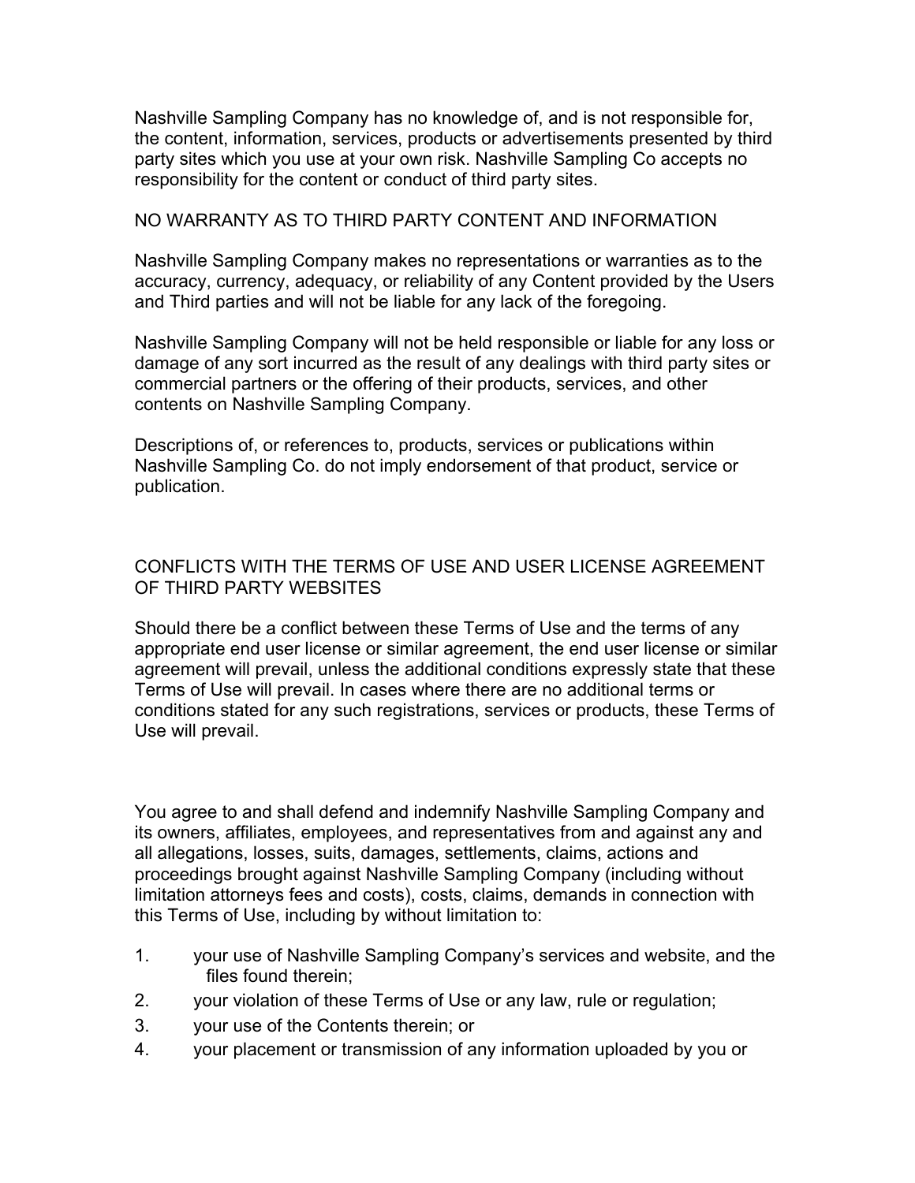Nashville Sampling Company has no knowledge of, and is not responsible for, the content, information, services, products or advertisements presented by third party sites which you use at your own risk. Nashville Sampling Co accepts no responsibility for the content or conduct of third party sites.

## NO WARRANTY AS TO THIRD PARTY CONTENT AND INFORMATION

Nashville Sampling Company makes no representations or warranties as to the accuracy, currency, adequacy, or reliability of any Content provided by the Users and Third parties and will not be liable for any lack of the foregoing.

Nashville Sampling Company will not be held responsible or liable for any loss or damage of any sort incurred as the result of any dealings with third party sites or commercial partners or the offering of their products, services, and other contents on Nashville Sampling Company.

Descriptions of, or references to, products, services or publications within Nashville Sampling Co. do not imply endorsement of that product, service or publication.

## CONFLICTS WITH THE TERMS OF USE AND USER LICENSE AGREEMENT OF THIRD PARTY WEBSITES

Should there be a conflict between these Terms of Use and the terms of any appropriate end user license or similar agreement, the end user license or similar agreement will prevail, unless the additional conditions expressly state that these Terms of Use will prevail. In cases where there are no additional terms or conditions stated for any such registrations, services or products, these Terms of Use will prevail.

You agree to and shall defend and indemnify Nashville Sampling Company and its owners, affiliates, employees, and representatives from and against any and all allegations, losses, suits, damages, settlements, claims, actions and proceedings brought against Nashville Sampling Company (including without limitation attorneys fees and costs), costs, claims, demands in connection with this Terms of Use, including by without limitation to:

1. your use of Nashville Sampling Company's services and website, and the files found therein;
2. your violation of these Terms of Use or any law, rule or regulation;
3. your use of the Contents therein; or
4. your placement or transmission of any information uploaded by you or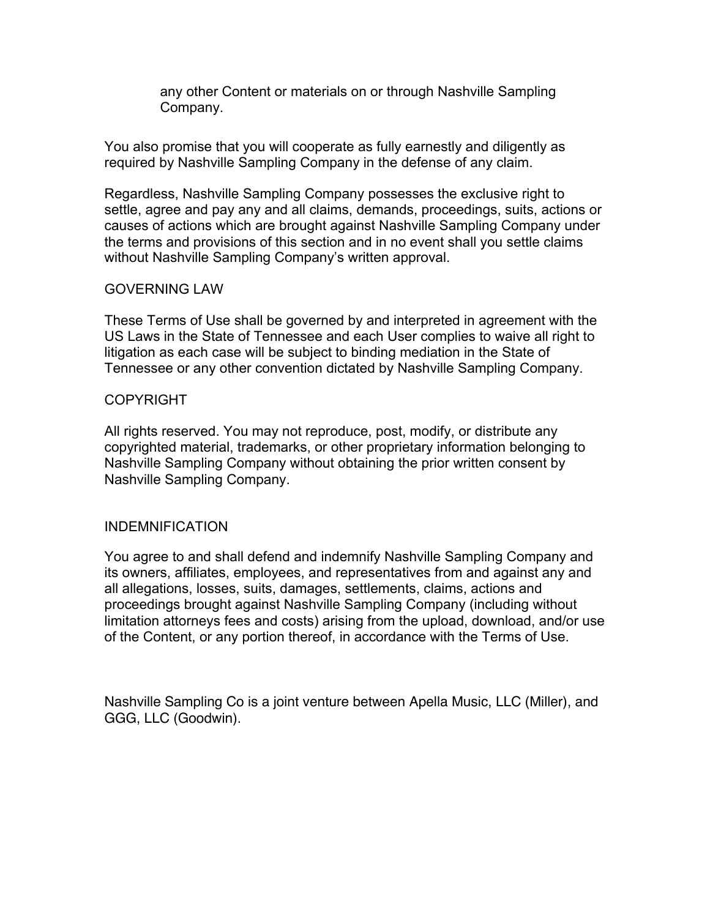any other Content or materials on or through Nashville Sampling Company.

You also promise that you will cooperate as fully earnestly and diligently as required by Nashville Sampling Company in the defense of any claim.

Regardless, Nashville Sampling Company possesses the exclusive right to settle, agree and pay any and all claims, demands, proceedings, suits, actions or causes of actions which are brought against Nashville Sampling Company under the terms and provisions of this section and in no event shall you settle claims without Nashville Sampling Company's written approval.

## GOVERNING LAW

These Terms of Use shall be governed by and interpreted in agreement with the US Laws in the State of Tennessee and each User complies to waive all right to litigation as each case will be subject to binding mediation in the State of Tennessee or any other convention dictated by Nashville Sampling Company.

## COPYRIGHT

All rights reserved. You may not reproduce, post, modify, or distribute any copyrighted material, trademarks, or other proprietary information belonging to Nashville Sampling Company without obtaining the prior written consent by Nashville Sampling Company.

## INDEMNIFICATION

You agree to and shall defend and indemnify Nashville Sampling Company and its owners, affiliates, employees, and representatives from and against any and all allegations, losses, suits, damages, settlements, claims, actions and proceedings brought against Nashville Sampling Company (including without limitation attorneys fees and costs) arising from the upload, download, and/or use of the Content, or any portion thereof, in accordance with the Terms of Use.

Nashville Sampling Co is a joint venture between Apella Music, LLC (Miller), and GGG, LLC (Goodwin).